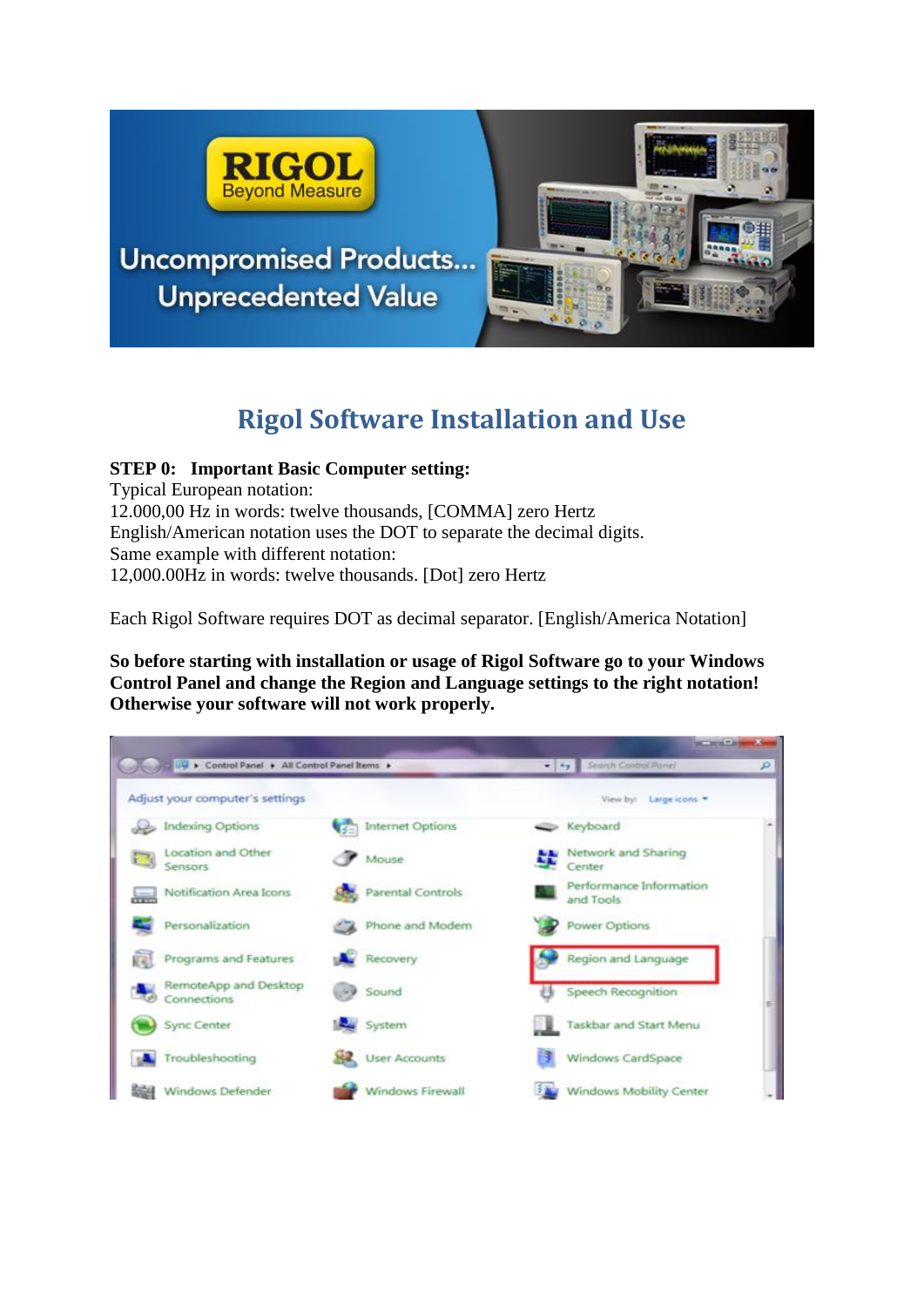# Rigol Software Installation and Use

**STEP 0: Important Basic Computer setting:**

Typical European notation:
12.000,00 Hz in words: twelve thousands, [COMMA] zero Hertz
English/American notation uses the DOT to separate the decimal digits.
Same example with different notation:
12,000.00Hz in words: twelve thousands. [Dot] zero Hertz

Each Rigol Software requires DOT as decimal separator. [English/America Notation]

**So before starting with installation or usage of Rigol Software go to your Windows Control Panel and change the Region and Language settings to the right notation! Otherwise your software will not work properly.**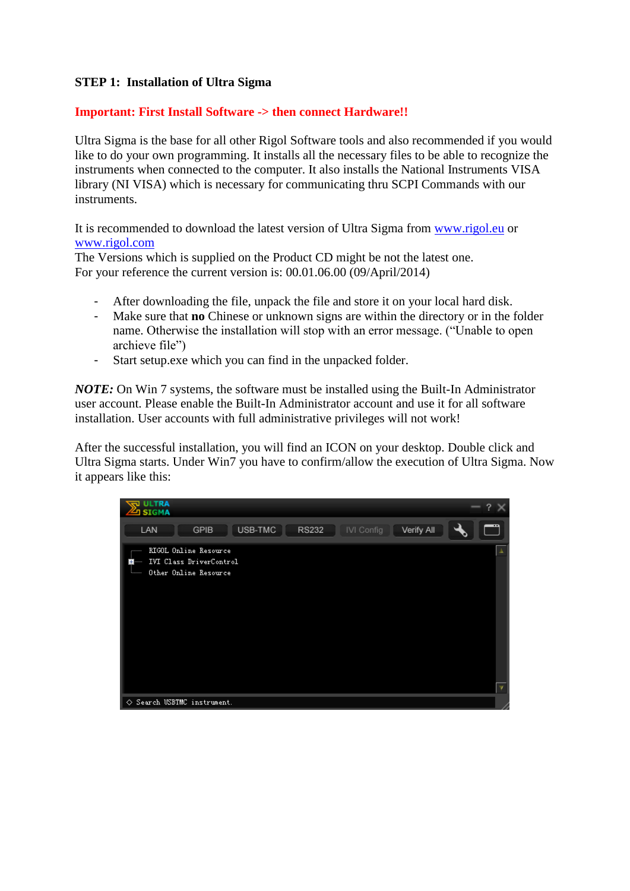**STEP 1: Installation of Ultra Sigma**

**Important: First Install Software -> then connect Hardware!!**

Ultra Sigma is the base for all other Rigol Software tools and also recommended if you would like to do your own programming. It installs all the necessary files to be able to recognize the instruments when connected to the computer. It also installs the National Instruments VISA library (NI VISA) which is necessary for communicating thru SCPI Commands with our instruments.

It is recommended to download the latest version of Ultra Sigma from www.rigol.eu or www.rigol.com
The Versions which is supplied on the Product CD might be not the latest one.
For your reference the current version is: 00.01.06.00 (09/April/2014)

- After downloading the file, unpack the file and store it on your local hard disk.
- Make sure that **no** Chinese or unknown signs are within the directory or in the folder name. Otherwise the installation will stop with an error message. ("Unable to open archieve file")
- Start setup.exe which you can find in the unpacked folder.

***NOTE:*** On Win 7 systems, the software must be installed using the Built-In Administrator user account. Please enable the Built-In Administrator account and use it for all software installation. User accounts with full administrative privileges will not work!

After the successful installation, you will find an ICON on your desktop. Double click and Ultra Sigma starts. Under Win7 you have to confirm/allow the execution of Ultra Sigma. Now it appears like this: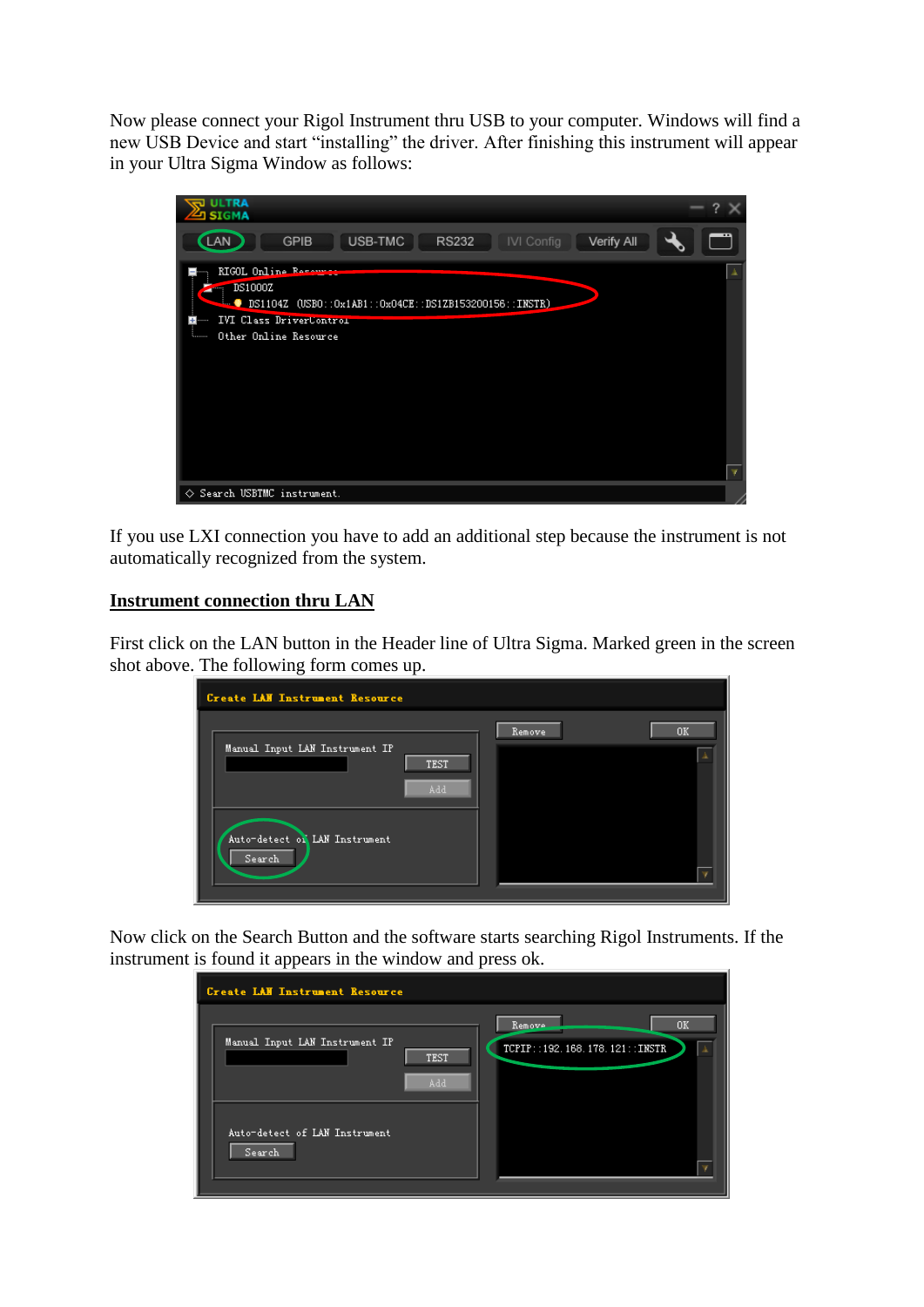Now please connect your Rigol Instrument thru USB to your computer. Windows will find a new USB Device and start "installing" the driver. After finishing this instrument will appear in your Ultra Sigma Window as follows:

If you use LXI connection you have to add an additional step because the instrument is not automatically recognized from the system.

## Instrument connection thru LAN

First click on the LAN button in the Header line of Ultra Sigma. Marked green in the screen shot above. The following form comes up.

Now click on the Search Button and the software starts searching Rigol Instruments. If the instrument is found it appears in the window and press ok.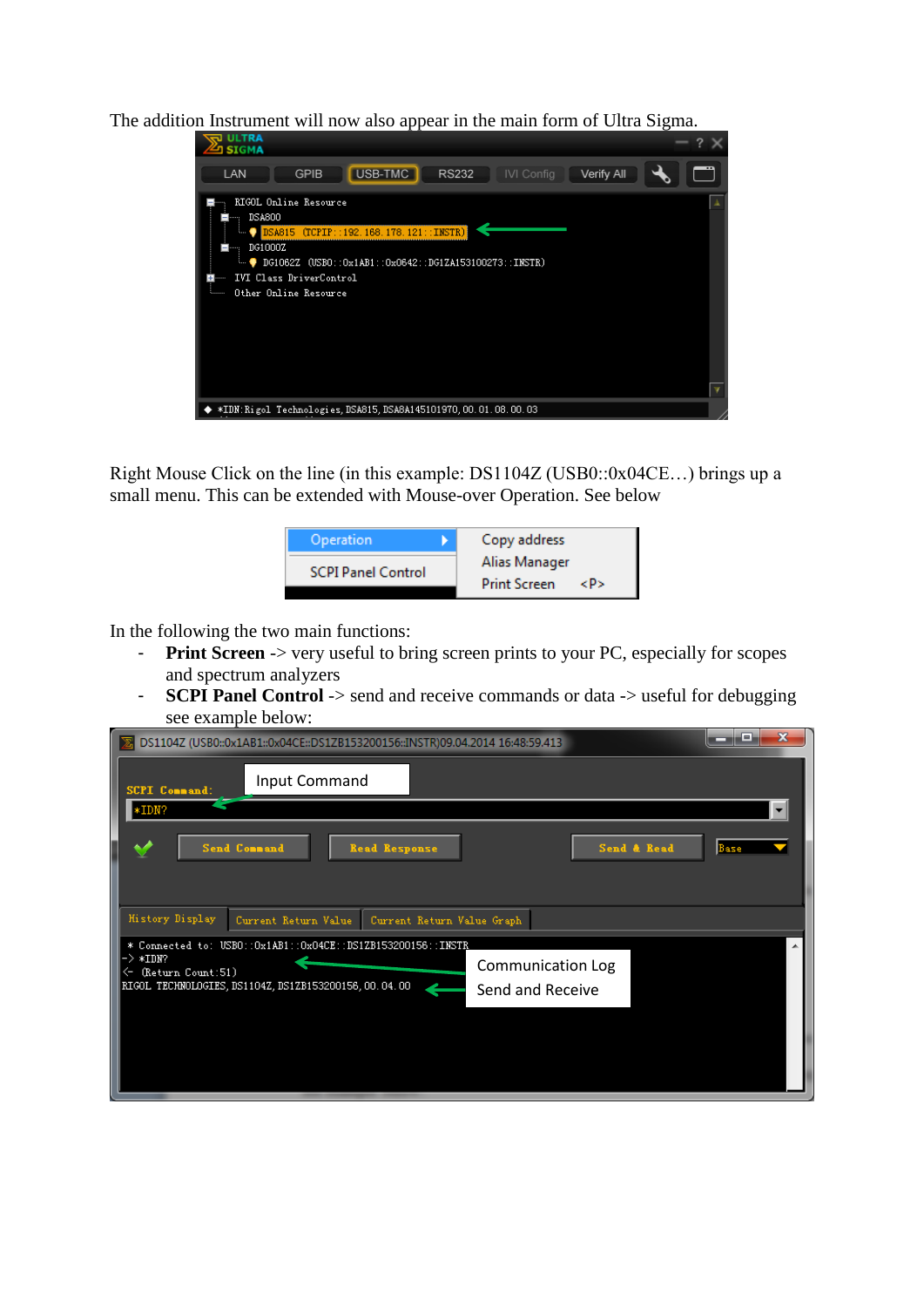The addition Instrument will now also appear in the main form of Ultra Sigma.

Right Mouse Click on the line (in this example: DS1104Z (USB0::0x04CE…) brings up a small menu. This can be extended with Mouse-over Operation. See below

In the following the two main functions:

- **Print Screen** -> very useful to bring screen prints to your PC, especially for scopes and spectrum analyzers
- **SCPI Panel Control** -> send and receive commands or data -> useful for debugging see example below: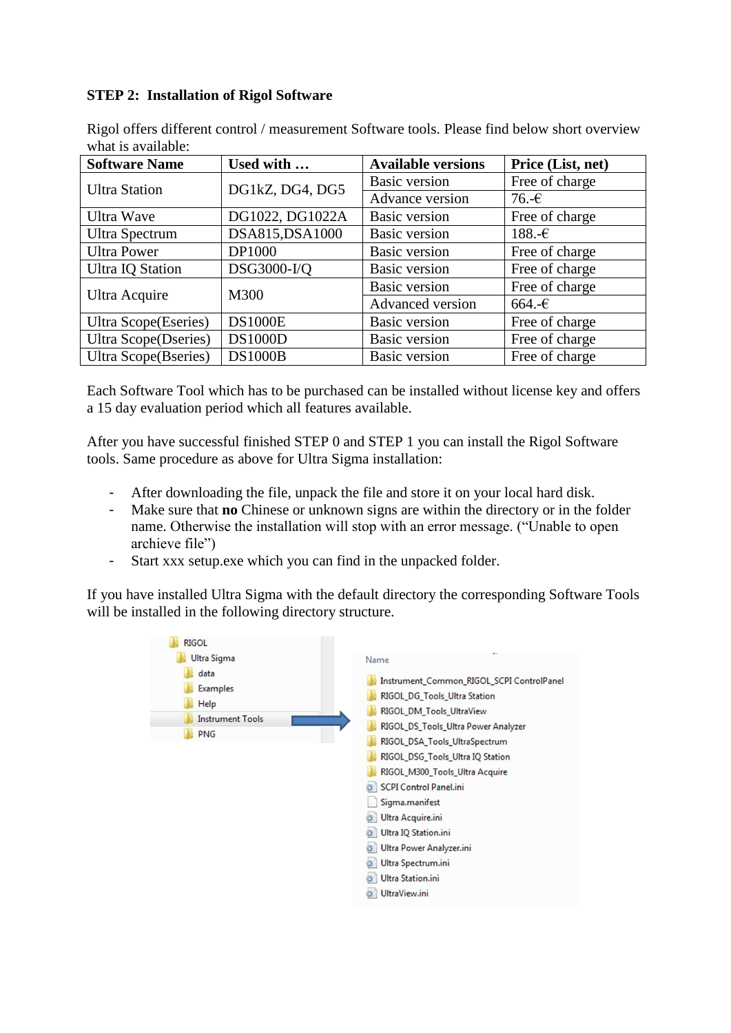**STEP 2: Installation of Rigol Software**

Rigol offers different control / measurement Software tools. Please find below short overview what is available:

| Software Name | Used with … | Available versions | Price (List, net) |
|---|---|---|---|
| Ultra Station | DG1kZ, DG4, DG5 | Basic version | Free of charge |
| | | Advance version | 76.-€ |
| Ultra Wave | DG1022, DG1022A | Basic version | Free of charge |
| Ultra Spectrum | DSA815,DSA1000 | Basic version | 188.-€ |
| Ultra Power | DP1000 | Basic version | Free of charge |
| Ultra IQ Station | DSG3000-I/Q | Basic version | Free of charge |
| Ultra Acquire | M300 | Basic version | Free of charge |
| | | Advanced version | 664.-€ |
| Ultra Scope(Eseries) | DS1000E | Basic version | Free of charge |
| Ultra Scope(Dseries) | DS1000D | Basic version | Free of charge |
| Ultra Scope(Bseries) | DS1000B | Basic version | Free of charge |

Each Software Tool which has to be purchased can be installed without license key and offers a 15 day evaluation period which all features available.

After you have successful finished STEP 0 and STEP 1 you can install the Rigol Software tools. Same procedure as above for Ultra Sigma installation:

- After downloading the file, unpack the file and store it on your local hard disk.
- Make sure that **no** Chinese or unknown signs are within the directory or in the folder name. Otherwise the installation will stop with an error message. ("Unable to open archieve file")
- Start xxx setup.exe which you can find in the unpacked folder.

If you have installed Ultra Sigma with the default directory the corresponding Software Tools will be installed in the following directory structure.

```
RIGOL
  Ultra Sigma
    data
    Examples
    Help
    Instrument Tools  →
    PNG
```

```
Name
Instrument_Common_RIGOL_SCPI ControlPanel
RIGOL_DG_Tools_Ultra Station
RIGOL_DM_Tools_UltraView
RIGOL_DS_Tools_Ultra Power Analyzer
RIGOL_DSA_Tools_UltraSpectrum
RIGOL_DSG_Tools_Ultra IQ Station
RIGOL_M300_Tools_Ultra Acquire
SCPI Control Panel.ini
Sigma.manifest
Ultra Acquire.ini
Ultra IQ Station.ini
Ultra Power Analyzer.ini
Ultra Spectrum.ini
Ultra Station.ini
UltraView.ini
```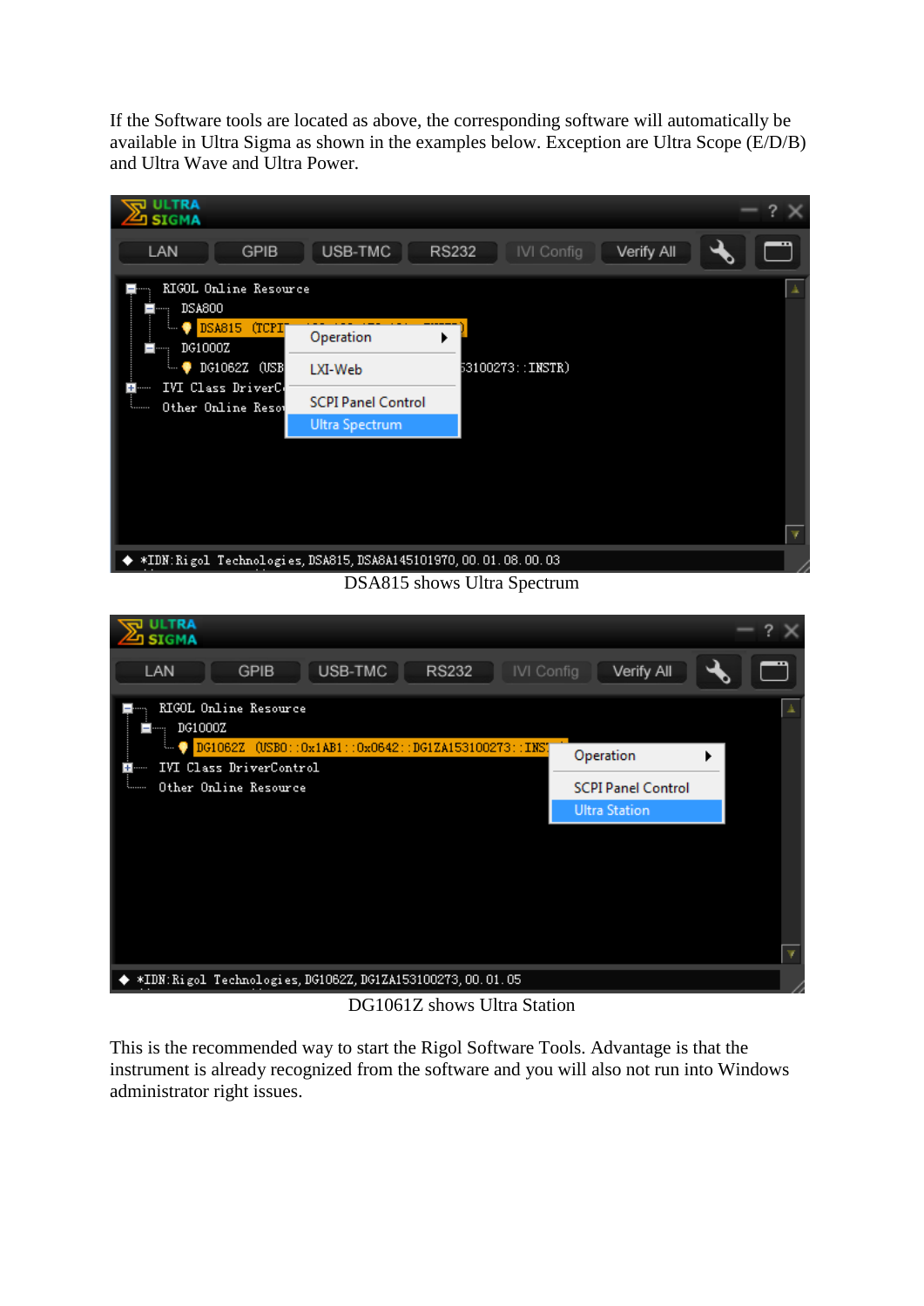If the Software tools are located as above, the corresponding software will automatically be available in Ultra Sigma as shown in the examples below. Exception are Ultra Scope (E/D/B) and Ultra Wave and Ultra Power.

DSA815 shows Ultra Spectrum

DG1061Z shows Ultra Station

This is the recommended way to start the Rigol Software Tools. Advantage is that the instrument is already recognized from the software and you will also not run into Windows administrator right issues.